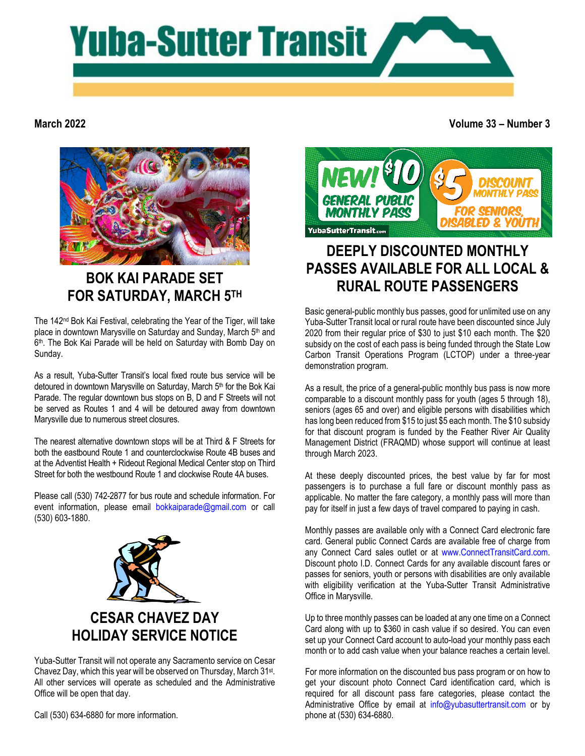# Yuba-Sutter Transit

**March 2022** **Volume 33 – Number 3**

## BOK KAI PARADE SET FOR SATURDAY, MARCH 5TH

The 142nd Bok Kai Festival, celebrating the Year of the Tiger, will take place in downtown Marysville on Saturday and Sunday, March 5th and 6th. The Bok Kai Parade will be held on Saturday with Bomb Day on Sunday.

As a result, Yuba-Sutter Transit's local fixed route bus service will be detoured in downtown Marysville on Saturday, March 5th for the Bok Kai Parade. The regular downtown bus stops on B, D and F Streets will not be served as Routes 1 and 4 will be detoured away from downtown Marysville due to numerous street closures.

The nearest alternative downtown stops will be at Third & F Streets for both the eastbound Route 1 and counterclockwise Route 4B buses and at the Adventist Health + Rideout Regional Medical Center stop on Third Street for both the westbound Route 1 and clockwise Route 4A buses.

Please call (530) 742-2877 for bus route and schedule information. For event information, please email bokkaiparade@gmail.com or call (530) 603-1880.

## CESAR CHAVEZ DAY HOLIDAY SERVICE NOTICE

Yuba-Sutter Transit will not operate any Sacramento service on Cesar Chavez Day, which this year will be observed on Thursday, March 31st. All other services will operate as scheduled and the Administrative Office will be open that day.

Call (530) 634-6880 for more information.

NEW! $10 GENERAL PUBLIC MONTHLY PASS — $5 DISCOUNT MONTHLY PASS FOR SENIORS, DISABLED & YOUTH — YubaSutterTransit.com

## DEEPLY DISCOUNTED MONTHLY PASSES AVAILABLE FOR ALL LOCAL & RURAL ROUTE PASSENGERS

Basic general-public monthly bus passes, good for unlimited use on any Yuba-Sutter Transit local or rural route have been discounted since July 2020 from their regular price of $30 to just $10 each month. The $20 subsidy on the cost of each pass is being funded through the State Low Carbon Transit Operations Program (LCTOP) under a three-year demonstration program.

As a result, the price of a general-public monthly bus pass is now more comparable to a discount monthly pass for youth (ages 5 through 18), seniors (ages 65 and over) and eligible persons with disabilities which has long been reduced from $15 to just $5 each month. The $10 subsidy for that discount program is funded by the Feather River Air Quality Management District (FRAQMD) whose support will continue at least through March 2023.

At these deeply discounted prices, the best value by far for most passengers is to purchase a full fare or discount monthly pass as applicable. No matter the fare category, a monthly pass will more than pay for itself in just a few days of travel compared to paying in cash.

Monthly passes are available only with a Connect Card electronic fare card. General public Connect Cards are available free of charge from any Connect Card sales outlet or at www.ConnectTransitCard.com. Discount photo I.D. Connect Cards for any available discount fares or passes for seniors, youth or persons with disabilities are only available with eligibility verification at the Yuba-Sutter Transit Administrative Office in Marysville.

Up to three monthly passes can be loaded at any one time on a Connect Card along with up to $360 in cash value if so desired. You can even set up your Connect Card account to auto-load your monthly pass each month or to add cash value when your balance reaches a certain level.

For more information on the discounted bus pass program or on how to get your discount photo Connect Card identification card, which is required for all discount pass fare categories, please contact the Administrative Office by email at info@yubasuttertransit.com or by phone at (530) 634-6880.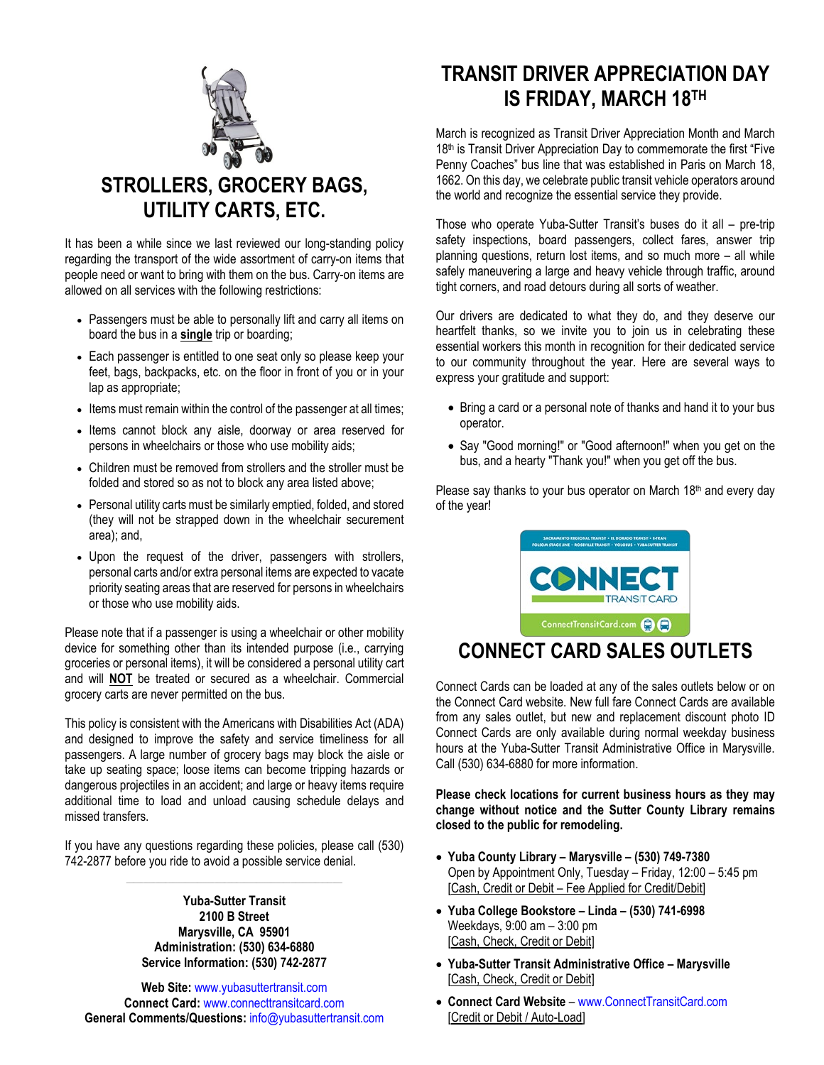## STROLLERS, GROCERY BAGS, UTILITY CARTS, ETC.

It has been a while since we last reviewed our long-standing policy regarding the transport of the wide assortment of carry-on items that people need or want to bring with them on the bus. Carry-on items are allowed on all services with the following restrictions:

- Passengers must be able to personally lift and carry all items on board the bus in a **single** trip or boarding;
- Each passenger is entitled to one seat only so please keep your feet, bags, backpacks, etc. on the floor in front of you or in your lap as appropriate;
- Items must remain within the control of the passenger at all times;
- Items cannot block any aisle, doorway or area reserved for persons in wheelchairs or those who use mobility aids;
- Children must be removed from strollers and the stroller must be folded and stored so as not to block any area listed above;
- Personal utility carts must be similarly emptied, folded, and stored (they will not be strapped down in the wheelchair securement area); and,
- Upon the request of the driver, passengers with strollers, personal carts and/or extra personal items are expected to vacate priority seating areas that are reserved for persons in wheelchairs or those who use mobility aids.

Please note that if a passenger is using a wheelchair or other mobility device for something other than its intended purpose (i.e., carrying groceries or personal items), it will be considered a personal utility cart and will **NOT** be treated or secured as a wheelchair. Commercial grocery carts are never permitted on the bus.

This policy is consistent with the Americans with Disabilities Act (ADA) and designed to improve the safety and service timeliness for all passengers. A large number of grocery bags may block the aisle or take up seating space; loose items can become tripping hazards or dangerous projectiles in an accident; and large or heavy items require additional time to load and unload causing schedule delays and missed transfers.

If you have any questions regarding these policies, please call (530) 742-2877 before you ride to avoid a possible service denial.

**Yuba-Sutter Transit**
**2100 B Street**
**Marysville, CA 95901**
**Administration: (530) 634-6880**
**Service Information: (530) 742-2877**

**Web Site:** www.yubasuttertransit.com
**Connect Card:** www.connecttransitcard.com
**General Comments/Questions:** info@yubasuttertransit.com

## TRANSIT DRIVER APPRECIATION DAY IS FRIDAY, MARCH 18TH

March is recognized as Transit Driver Appreciation Month and March 18th is Transit Driver Appreciation Day to commemorate the first "Five Penny Coaches" bus line that was established in Paris on March 18, 1662. On this day, we celebrate public transit vehicle operators around the world and recognize the essential service they provide.

Those who operate Yuba-Sutter Transit's buses do it all – pre-trip safety inspections, board passengers, collect fares, answer trip planning questions, return lost items, and so much more – all while safely maneuvering a large and heavy vehicle through traffic, around tight corners, and road detours during all sorts of weather.

Our drivers are dedicated to what they do, and they deserve our heartfelt thanks, so we invite you to join us in celebrating these essential workers this month in recognition for their dedicated service to our community throughout the year. Here are several ways to express your gratitude and support:

- Bring a card or a personal note of thanks and hand it to your bus operator.
- Say "Good morning!" or "Good afternoon!" when you get on the bus, and a hearty "Thank you!" when you get off the bus.

Please say thanks to your bus operator on March 18th and every day of the year!

## CONNECT CARD SALES OUTLETS

Connect Cards can be loaded at any of the sales outlets below or on the Connect Card website. New full fare Connect Cards are available from any sales outlet, but new and replacement discount photo ID Connect Cards are only available during normal weekday business hours at the Yuba-Sutter Transit Administrative Office in Marysville. Call (530) 634-6880 for more information.

**Please check locations for current business hours as they may change without notice and the Sutter County Library remains closed to the public for remodeling.**

- **Yuba County Library – Marysville – (530) 749-7380**
  Open by Appointment Only, Tuesday – Friday, 12:00 – 5:45 pm
  [Cash, Credit or Debit – Fee Applied for Credit/Debit]
- **Yuba College Bookstore – Linda – (530) 741-6998**
  Weekdays, 9:00 am – 3:00 pm
  [Cash, Check, Credit or Debit]
- **Yuba-Sutter Transit Administrative Office – Marysville**
  [Cash, Check, Credit or Debit]
- **Connect Card Website** – www.ConnectTransitCard.com
  [Credit or Debit / Auto-Load]